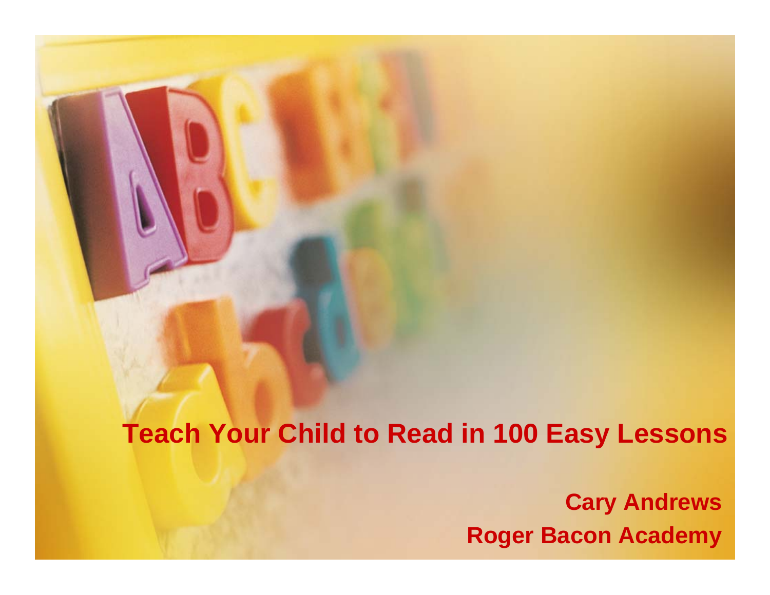# Teach Your Child to Read in 100 Easy Lessons

**Cary Andrews**

**Roger Bacon Academy**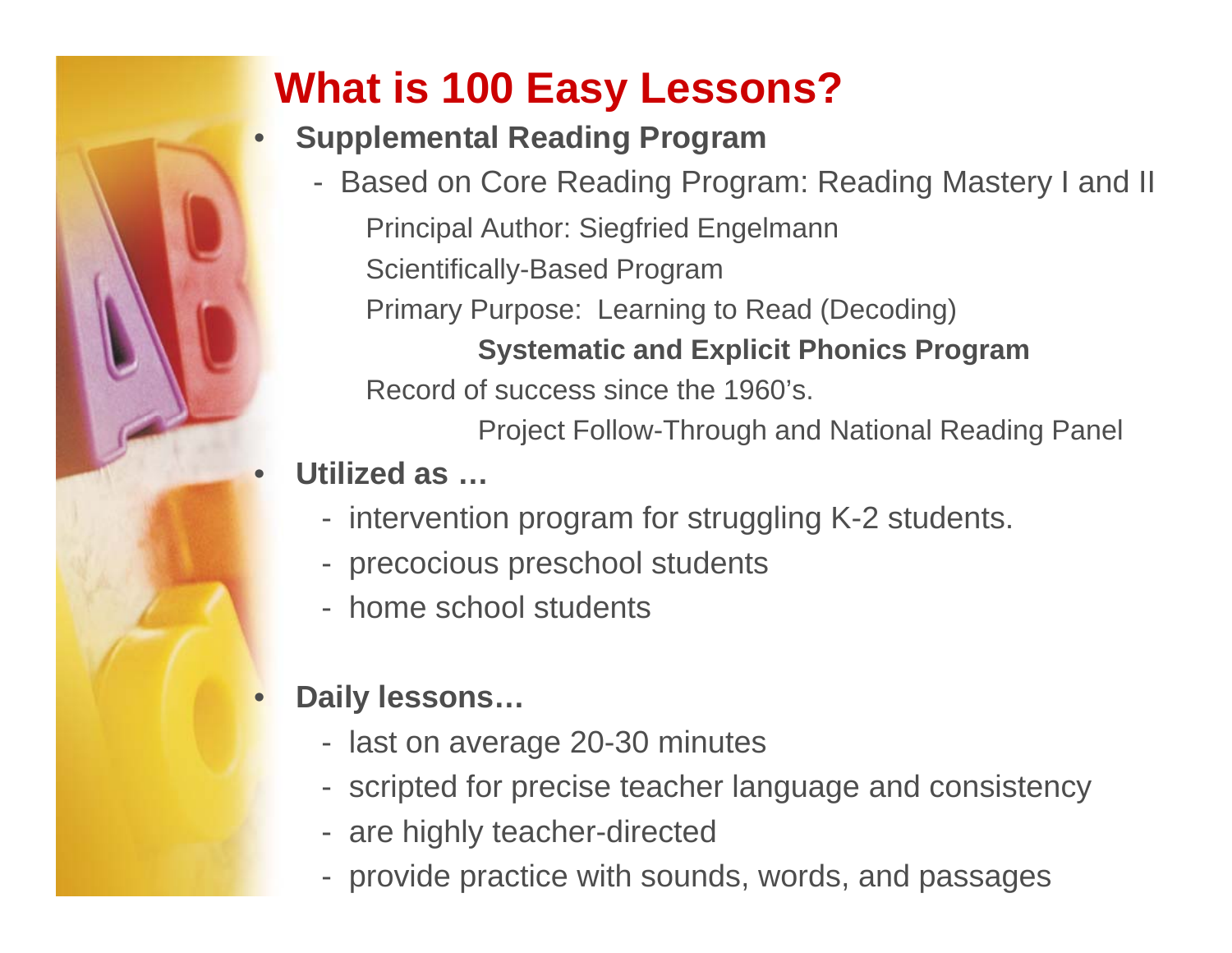# What is 100 Easy Lessons?

- **Supplemental Reading Program**
  - Based on Core Reading Program: Reading Mastery I and II
    - Principal Author: Siegfried Engelmann
    - Scientifically-Based Program
    - Primary Purpose: Learning to Read (Decoding)
      - **Systematic and Explicit Phonics Program**
    - Record of success since the 1960's.
      - Project Follow-Through and National Reading Panel
- **Utilized as …**
  - intervention program for struggling K-2 students.
  - precocious preschool students
  - home school students
- **Daily lessons…**
  - last on average 20-30 minutes
  - scripted for precise teacher language and consistency
  - are highly teacher-directed
  - provide practice with sounds, words, and passages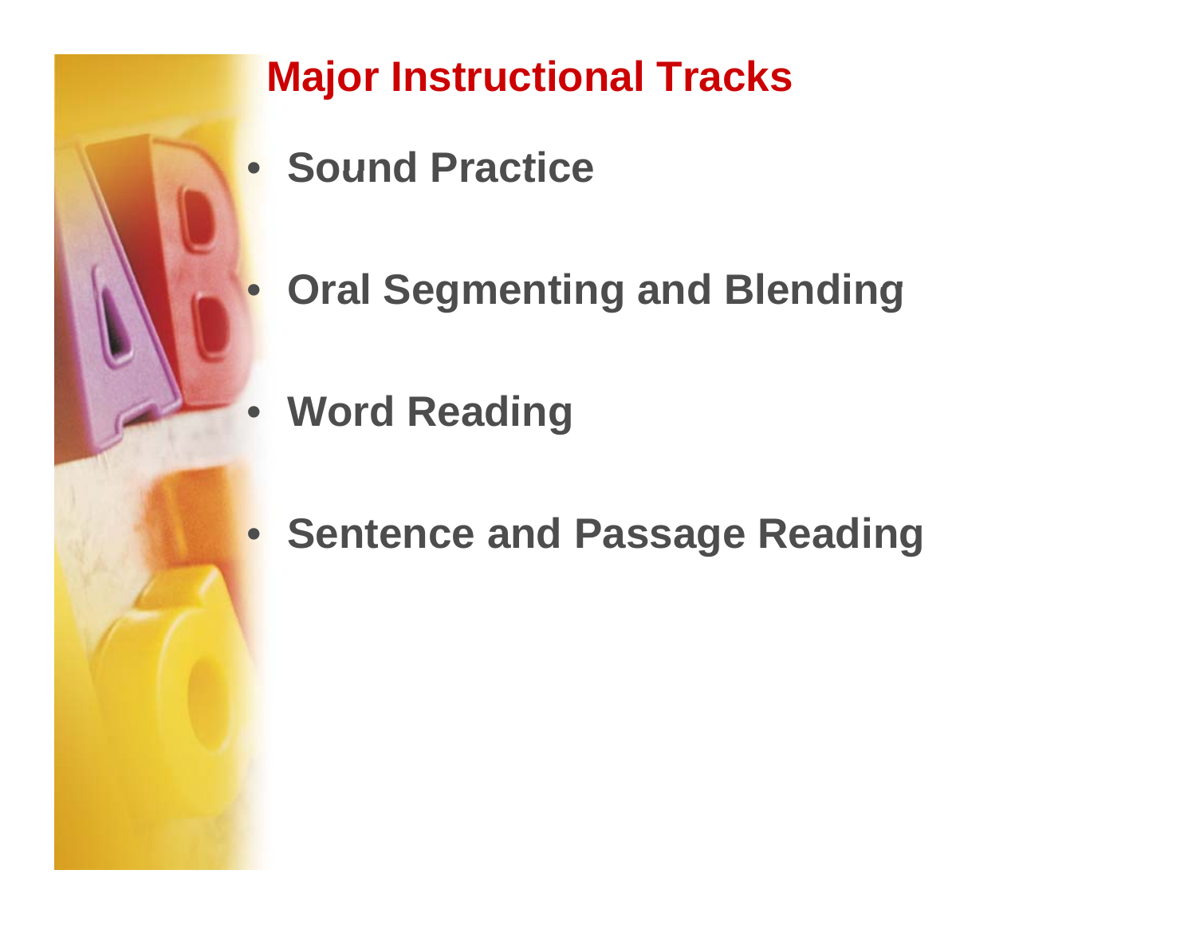# Major Instructional Tracks

- Sound Practice
- Oral Segmenting and Blending
- Word Reading
- Sentence and Passage Reading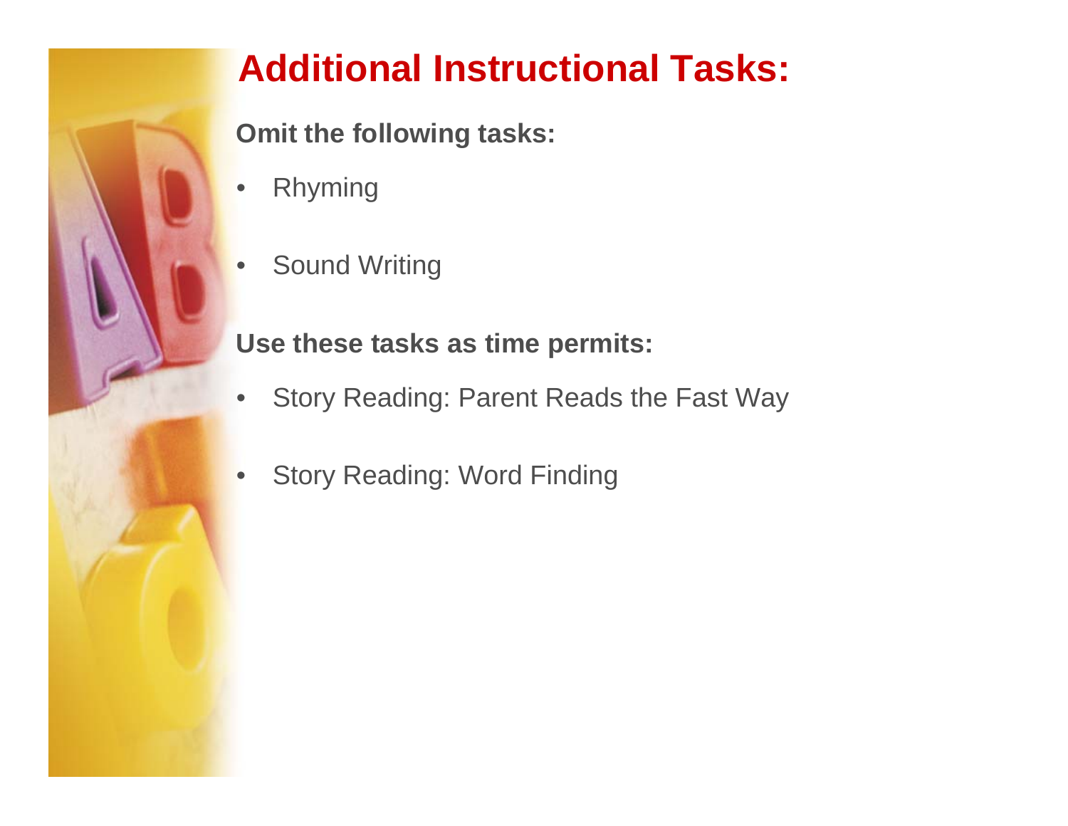# Additional Instructional Tasks:

**Omit the following tasks:**

- Rhyming
- Sound Writing

**Use these tasks as time permits:**

- Story Reading: Parent Reads the Fast Way
- Story Reading: Word Finding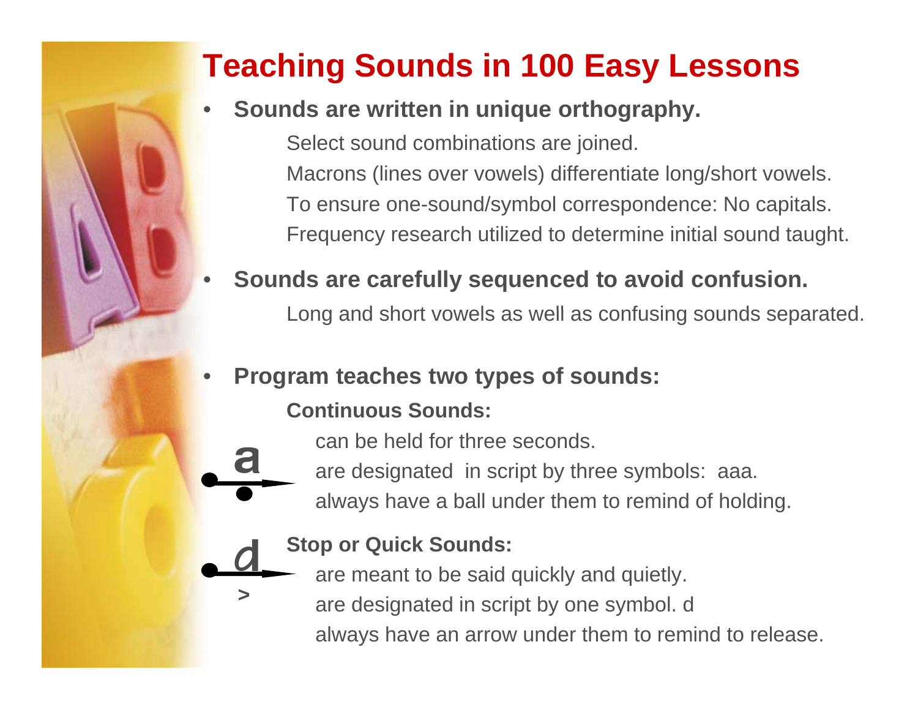# Teaching Sounds in 100 Easy Lessons

- **Sounds are written in unique orthography.**
  - Select sound combinations are joined.
  - Macrons (lines over vowels) differentiate long/short vowels.
  - To ensure one-sound/symbol correspondence: No capitals.
  - Frequency research utilized to determine initial sound taught.
- **Sounds are carefully sequenced to avoid confusion.**
  - Long and short vowels as well as confusing sounds separated.
- **Program teaches two types of sounds:**

**Continuous Sounds:**

- can be held for three seconds.
- are designated in script by three symbols: aaa.
- always have a ball under them to remind of holding.

**Stop or Quick Sounds:**

- are meant to be said quickly and quietly.
- are designated in script by one symbol. d
- always have an arrow under them to remind to release.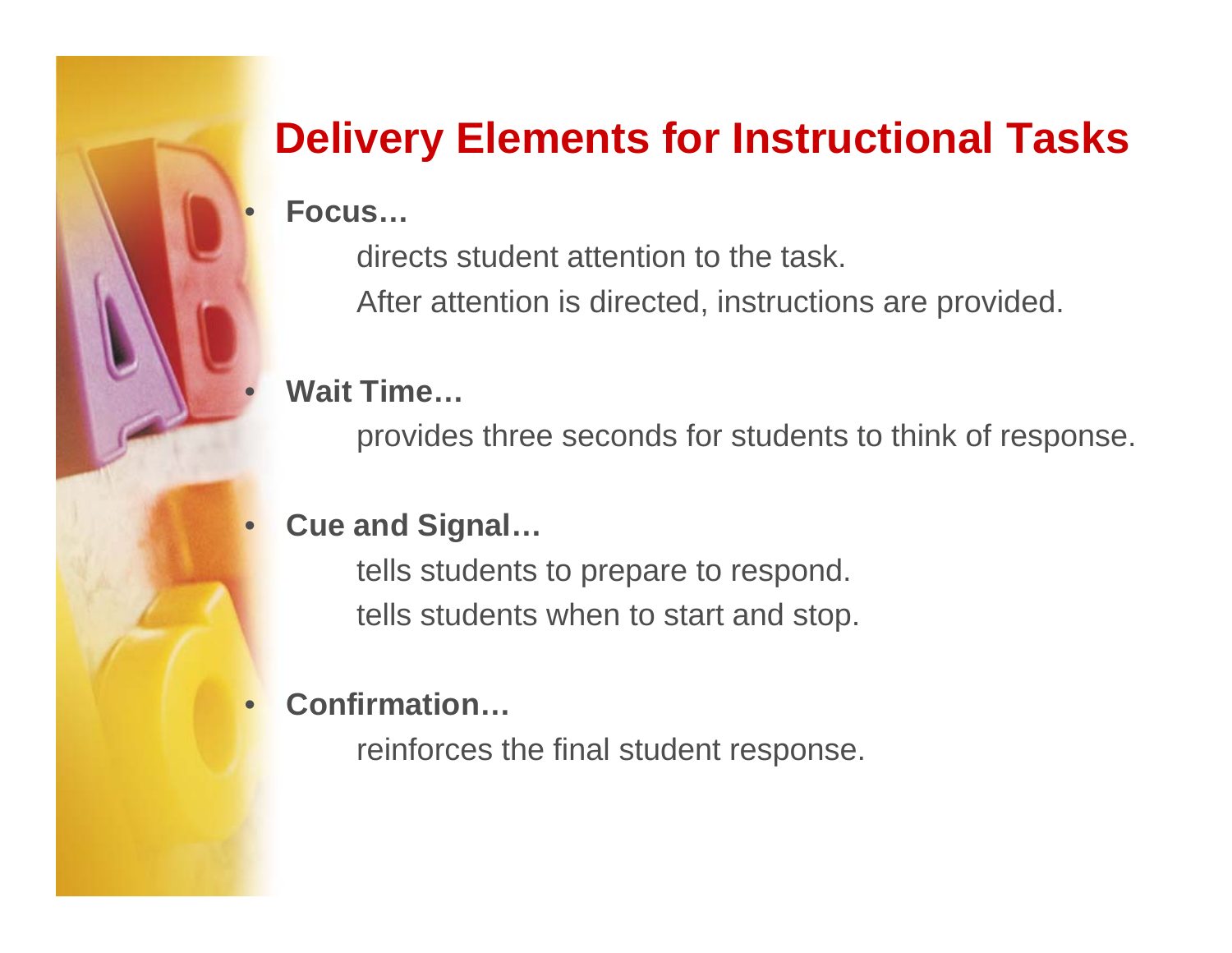# Delivery Elements for Instructional Tasks

- **Focus…**

  directs student attention to the task.

  After attention is directed, instructions are provided.

- **Wait Time…**

  provides three seconds for students to think of response.

- **Cue and Signal…**

  tells students to prepare to respond.

  tells students when to start and stop.

- **Confirmation…**

  reinforces the final student response.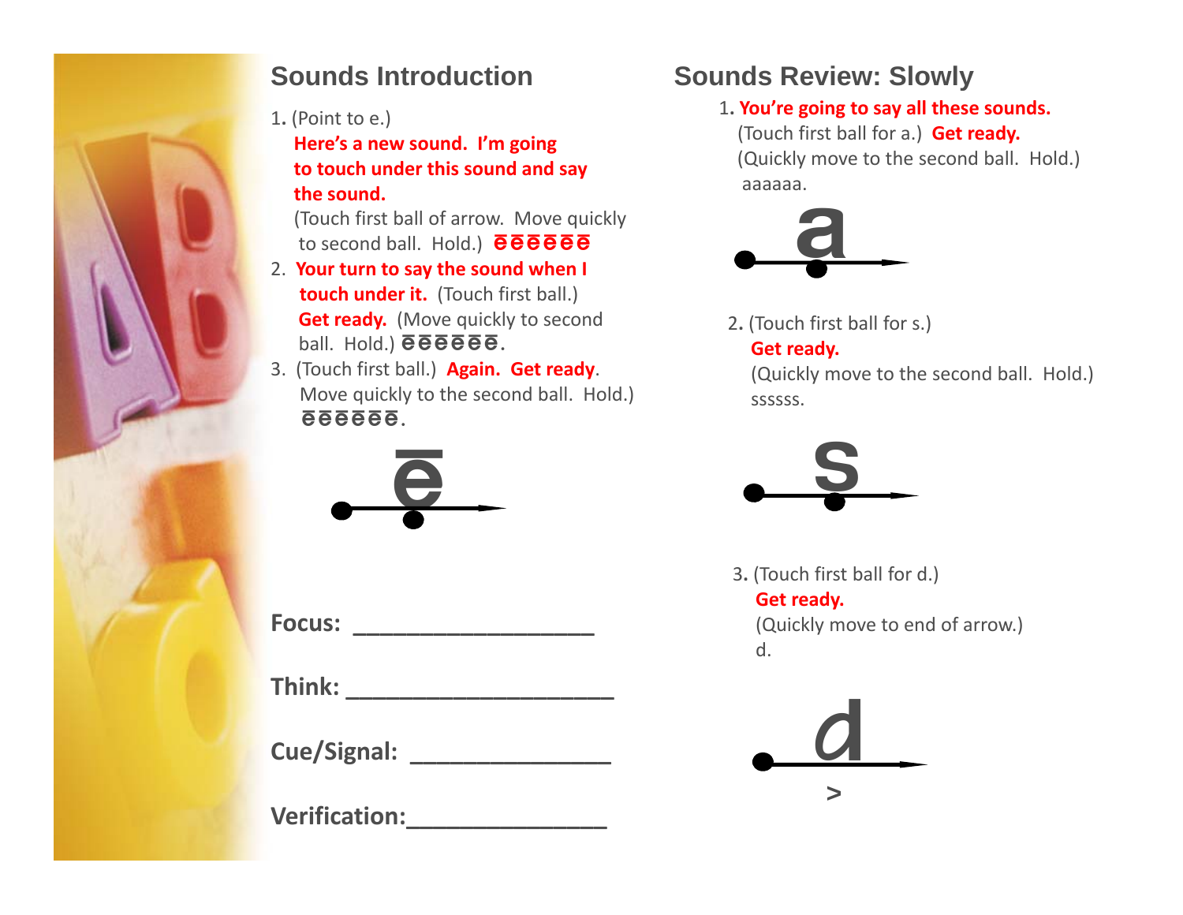## Sounds Introduction

1. (Point to e.)
   **Here's a new sound. I'm going to touch under this sound and say the sound.**
   (Touch first ball of arrow. Move quickly to second ball. Hold.) **ēēēēēē**
2. **Your turn to say the sound when I touch under it.** (Touch first ball.)
   **Get ready.** (Move quickly to second ball. Hold.) ēēēēēē.
3. (Touch first ball.) **Again. Get ready.** Move quickly to the second ball. Hold.) ēēēēēē.

ē

**Focus:** ___________________

**Think:** _____________________

**Cue/Signal:** ________________

**Verification:**________________

## Sounds Review: Slowly

1. **You're going to say all these sounds.**
   (Touch first ball for a.) **Get ready.**
   (Quickly move to the second ball. Hold.)
   aaaaaa.

a

2. (Touch first ball for s.)
   **Get ready.**
   (Quickly move to the second ball. Hold.)
   ssssss.

s

3. (Touch first ball for d.)
   **Get ready.**
   (Quickly move to end of arrow.)
   d.

d

>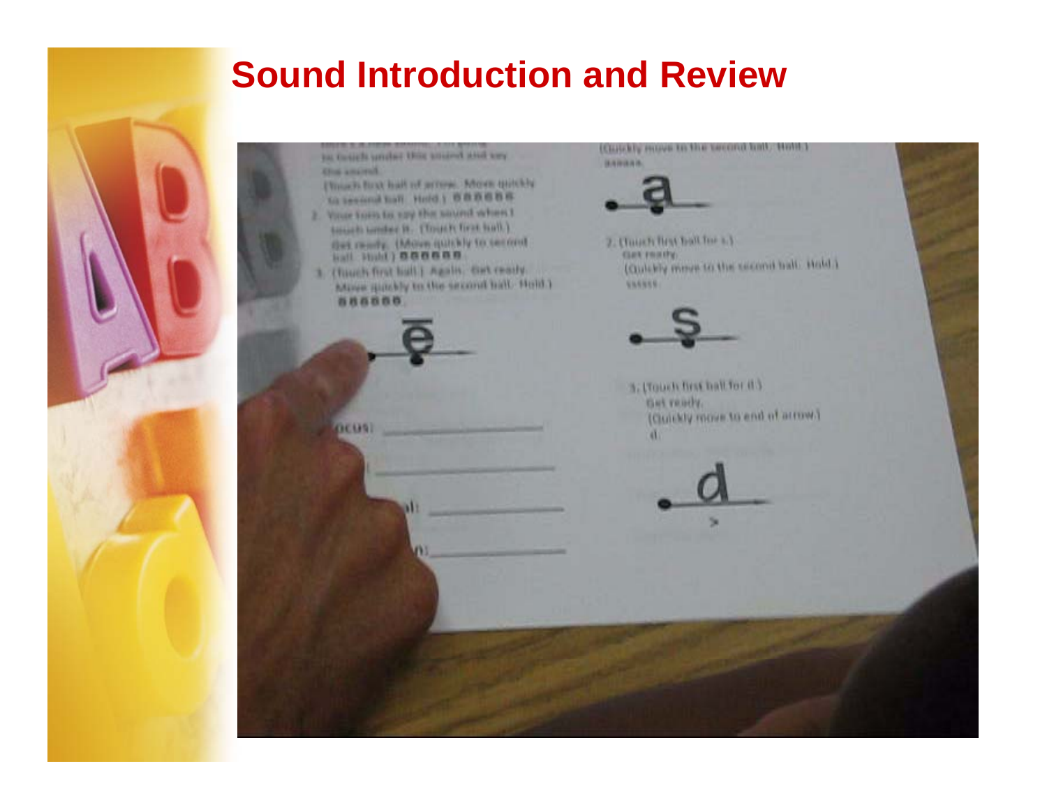# Sound Introduction and Review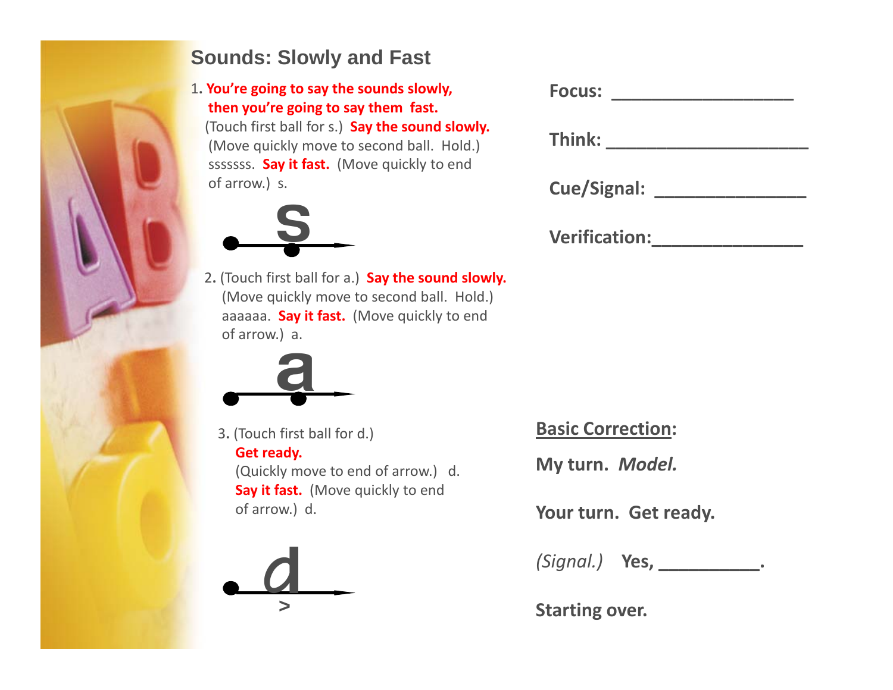# Sounds: Slowly and Fast

1. **You're going to say the sounds slowly, then you're going to say them fast.**
   (Touch first ball for s.) **Say the sound slowly.**
   (Move quickly move to second ball. Hold.)
   sssssss. **Say it fast.** (Move quickly to end of arrow.) s.

   s

2. (Touch first ball for a.) **Say the sound slowly.**
   (Move quickly move to second ball. Hold.)
   aaaaaa. **Say it fast.** (Move quickly to end of arrow.) a.

   a

3. (Touch first ball for d.)
   **Get ready.**
   (Quickly move to end of arrow.) d.
   **Say it fast.** (Move quickly to end of arrow.) d.

   d
   \>

**Focus:** ___________________

**Think:** _____________________

**Cue/Signal:** _______________

**Verification:**_______________

**Basic Correction:**

**My turn.** ***Model.***

**Your turn. Get ready.**

*(Signal.)* **Yes, __________.**

**Starting over.**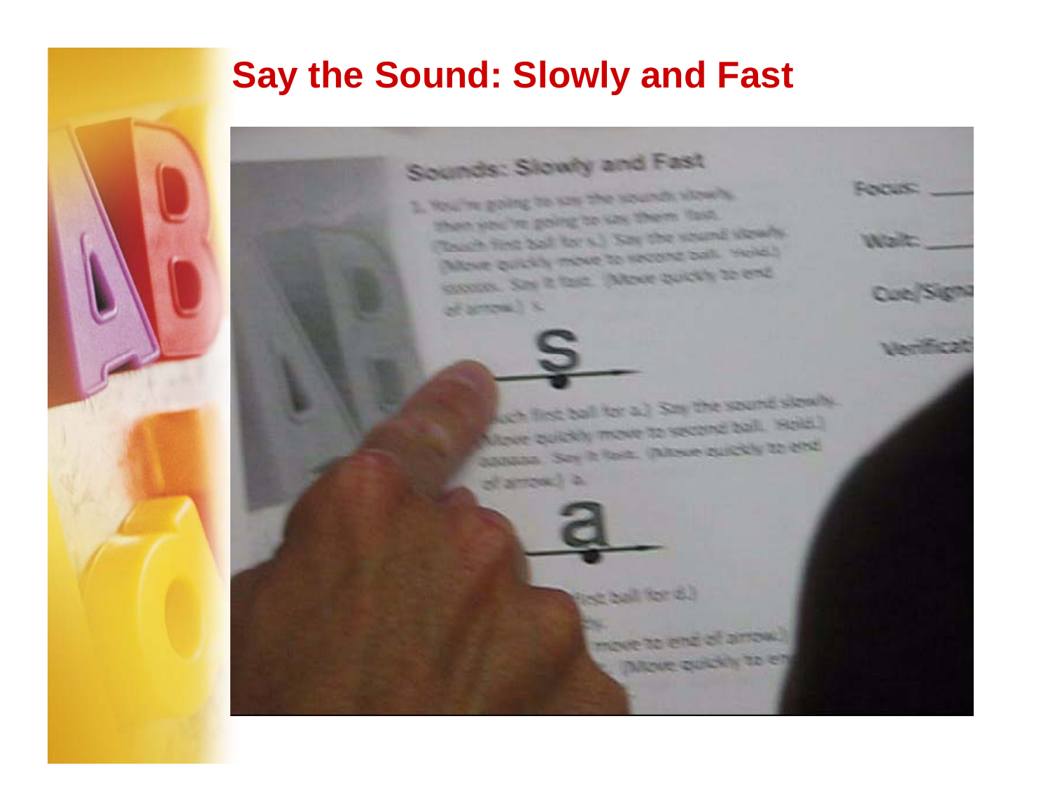# Say the Sound: Slowly and Fast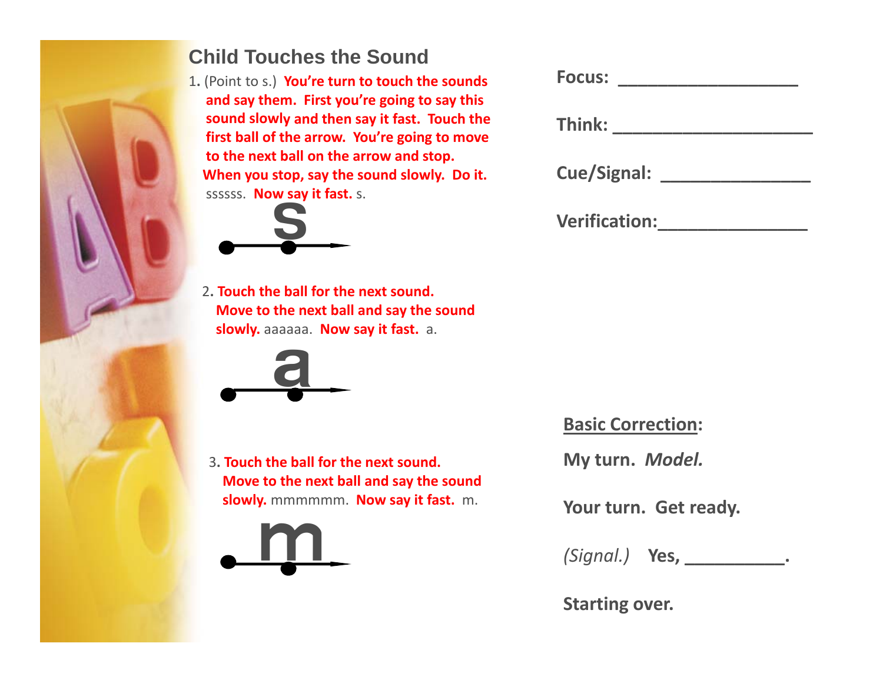# Child Touches the Sound

1. (Point to s.) **You're turn to touch the sounds and say them. First you're going to say this sound slowly and then say it fast. Touch the first ball of the arrow. You're going to move to the next ball on the arrow and stop. When you stop, say the sound slowly. Do it.** ssssss. **Now say it fast.** s.

s

2. **Touch the ball for the next sound. Move to the next ball and say the sound slowly.** aaaaaa. **Now say it fast.** a.

a

3. **Touch the ball for the next sound. Move to the next ball and say the sound slowly.** mmmmmm. **Now say it fast.** m.

m

**Focus:** ___________________

**Think:** _____________________

**Cue/Signal:** _______________

**Verification:**_______________

**Basic Correction:**

**My turn.** ***Model.***

**Your turn. Get ready.**

*(Signal.)* **Yes, __________.**

**Starting over.**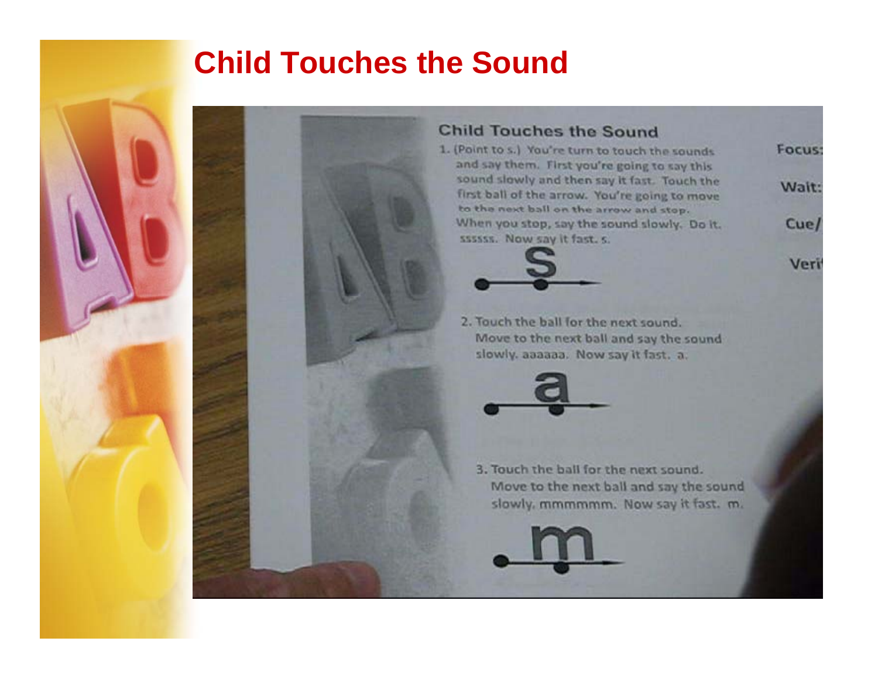# Child Touches the Sound

## Child Touches the Sound

1. (Point to s.) You're turn to touch the sounds and say them. First you're going to say this sound slowly and then say it fast. Touch the first ball of the arrow. You're going to move to the next ball on the arrow and stop. When you stop, say the sound slowly. Do it. ssssss. Now say it fast. s.

s

2. Touch the ball for the next sound. Move to the next ball and say the sound slowly. aaaaaa. Now say it fast. a.

a

3. Touch the ball for the next sound. Move to the next ball and say the sound slowly. mmmmmm. Now say it fast. m.

m

Focus:

Wait:

Cue/

Veri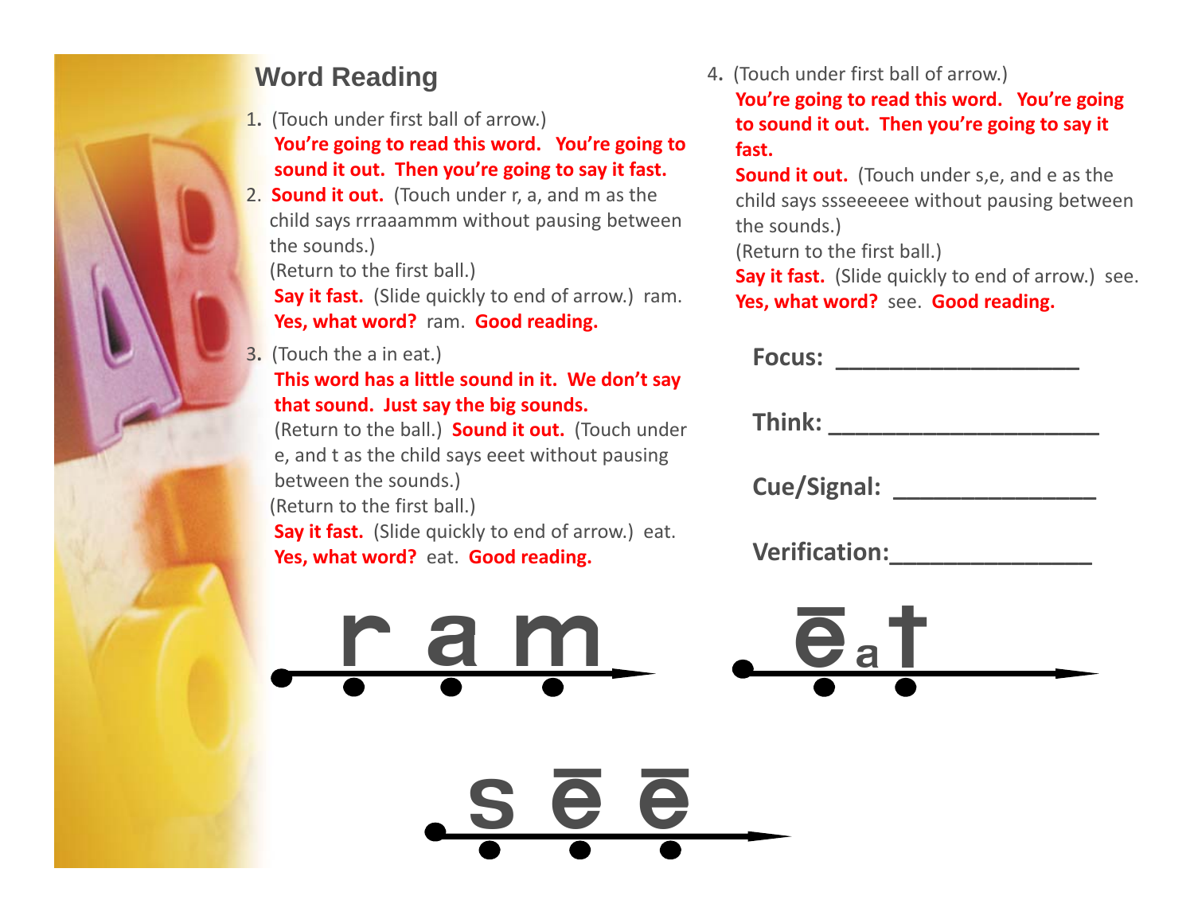# Word Reading

1. (Touch under first ball of arrow.)
   **You're going to read this word. You're going to sound it out. Then you're going to say it fast.**
2. **Sound it out.** (Touch under r, a, and m as the child says rrraaammm without pausing between the sounds.)
   (Return to the first ball.)
   **Say it fast.** (Slide quickly to end of arrow.) ram.
   **Yes, what word?** ram. **Good reading.**
3. (Touch the a in eat.)
   **This word has a little sound in it. We don't say that sound. Just say the big sounds.**
   (Return to the ball.) **Sound it out.** (Touch under e, and t as the child says eeet without pausing between the sounds.)
   (Return to the first ball.)
   **Say it fast.** (Slide quickly to end of arrow.) eat.
   **Yes, what word?** eat. **Good reading.**
4. (Touch under first ball of arrow.)
   **You're going to read this word. You're going to sound it out. Then you're going to say it fast.**
   **Sound it out.** (Touch under s,e, and e as the child says ssseeeeee without pausing between the sounds.)
   (Return to the first ball.)
   **Say it fast.** (Slide quickly to end of arrow.) see.
   **Yes, what word?** see. **Good reading.**

**Focus:** ___________________

**Think:** _____________________

**Cue/Signal:** _______________

**Verification:**_______________

r a m

ē a t

s ē ē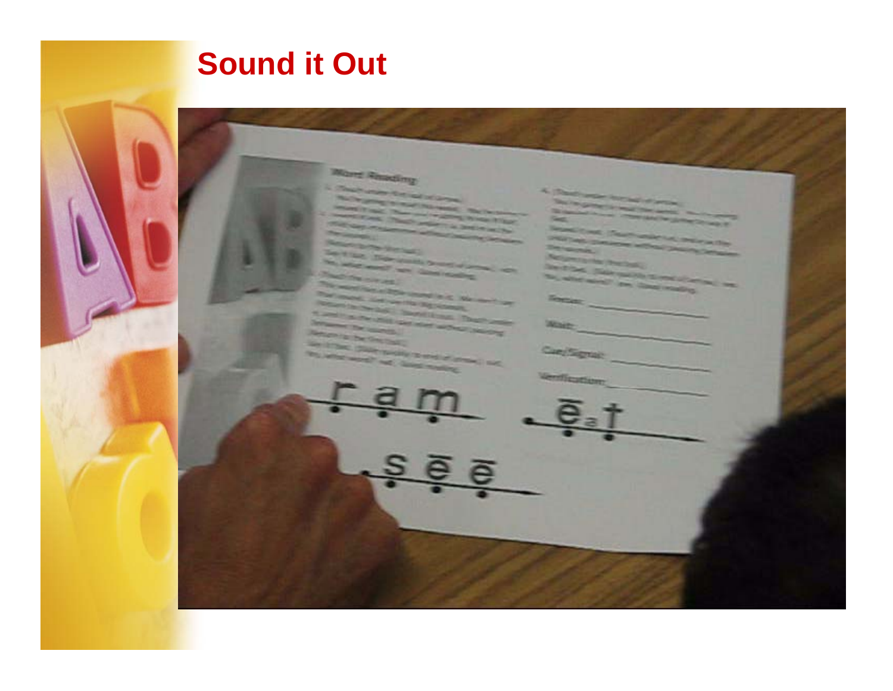# Sound it Out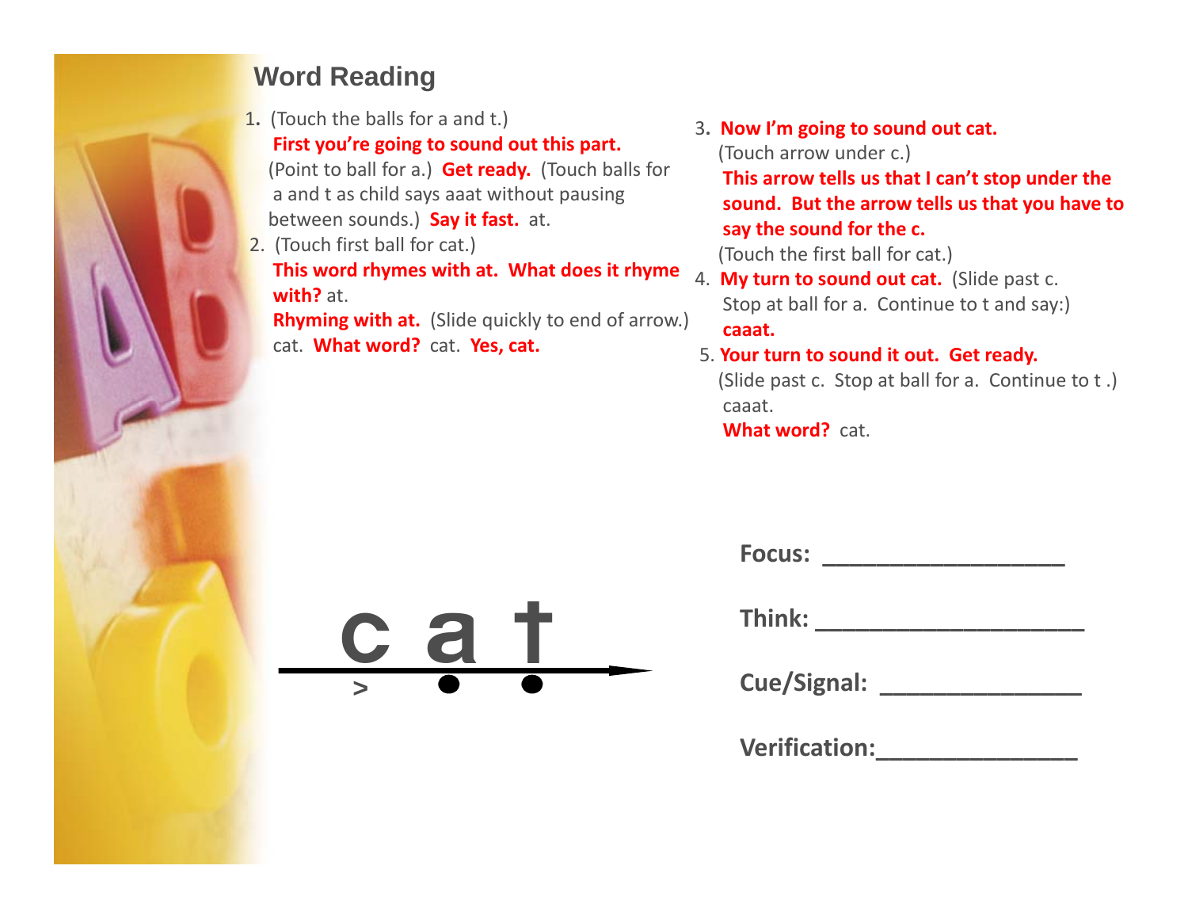# Word Reading

1. (Touch the balls for a and t.)
   **First you're going to sound out this part.**
   (Point to ball for a.) **Get ready.** (Touch balls for a and t as child says aaat without pausing between sounds.) **Say it fast.** at.
2. (Touch first ball for cat.)
   **This word rhymes with at. What does it rhyme with?** at.
   **Rhyming with at.** (Slide quickly to end of arrow.) cat. **What word?** cat. **Yes, cat.**
3. **Now I'm going to sound out cat.**
   (Touch arrow under c.)
   **This arrow tells us that I can't stop under the sound. But the arrow tells us that you have to say the sound for the c.**
   (Touch the first ball for cat.)
4. **My turn to sound out cat.** (Slide past c. Stop at ball for a. Continue to t and say:)
   **caaat.**
5. **Your turn to sound it out. Get ready.**
   (Slide past c. Stop at ball for a. Continue to t .)
   caaat.
   **What word?** cat.

c a t

**Focus:** ___________________

**Think:** ____________________

**Cue/Signal:** _______________

**Verification:**_______________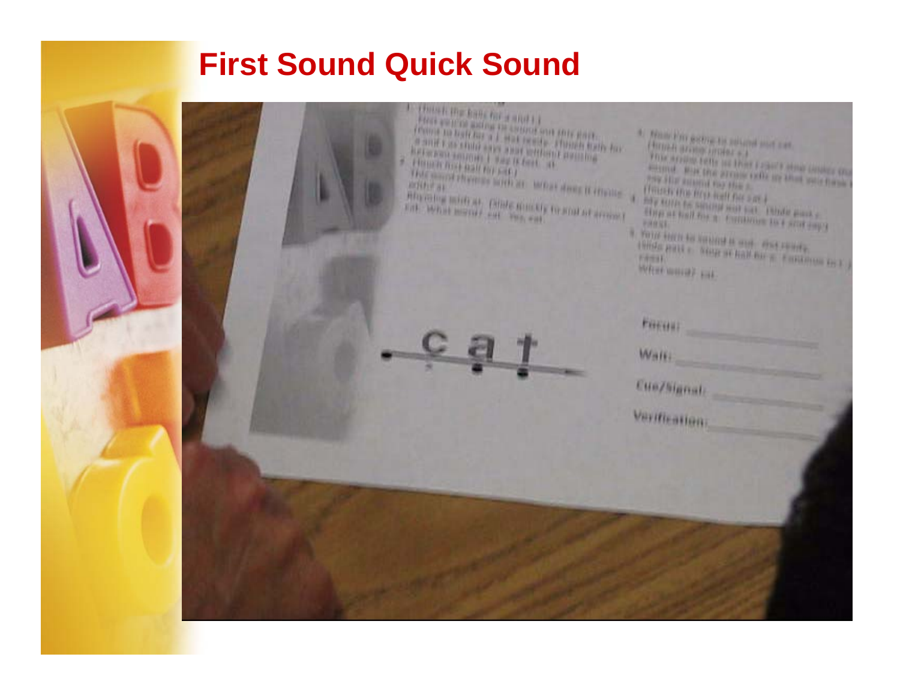# First Sound Quick Sound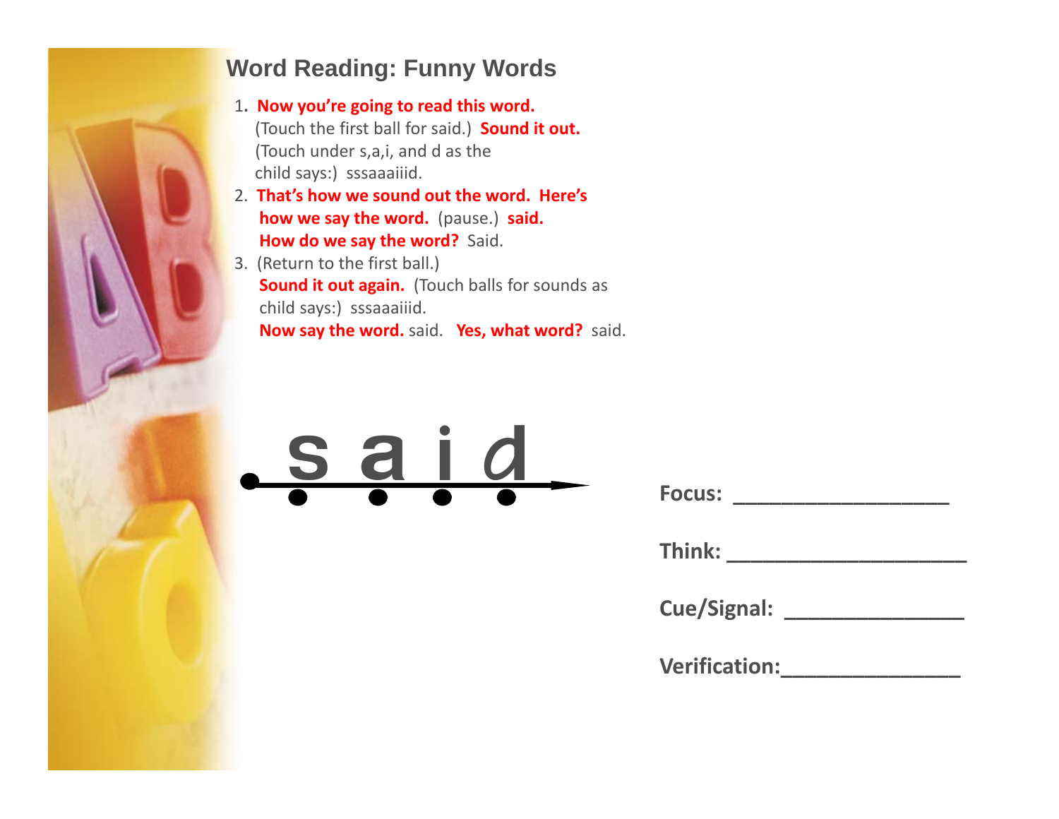## Word Reading: Funny Words

1. **Now you're going to read this word.** (Touch the first ball for said.) **Sound it out.** (Touch under s,a,i, and d as the child says:) sssaaaiiid.
2. **That's how we sound out the word. Here's how we say the word.** (pause.) **said. How do we say the word?** Said.
3. (Return to the first ball.) **Sound it out again.** (Touch balls for sounds as child says:) sssaaaiiid. **Now say the word.** said. **Yes, what word?** said.

s a i d

**Focus:** ___________________

**Think:** _____________________

**Cue/Signal:** ________________

**Verification:** _______________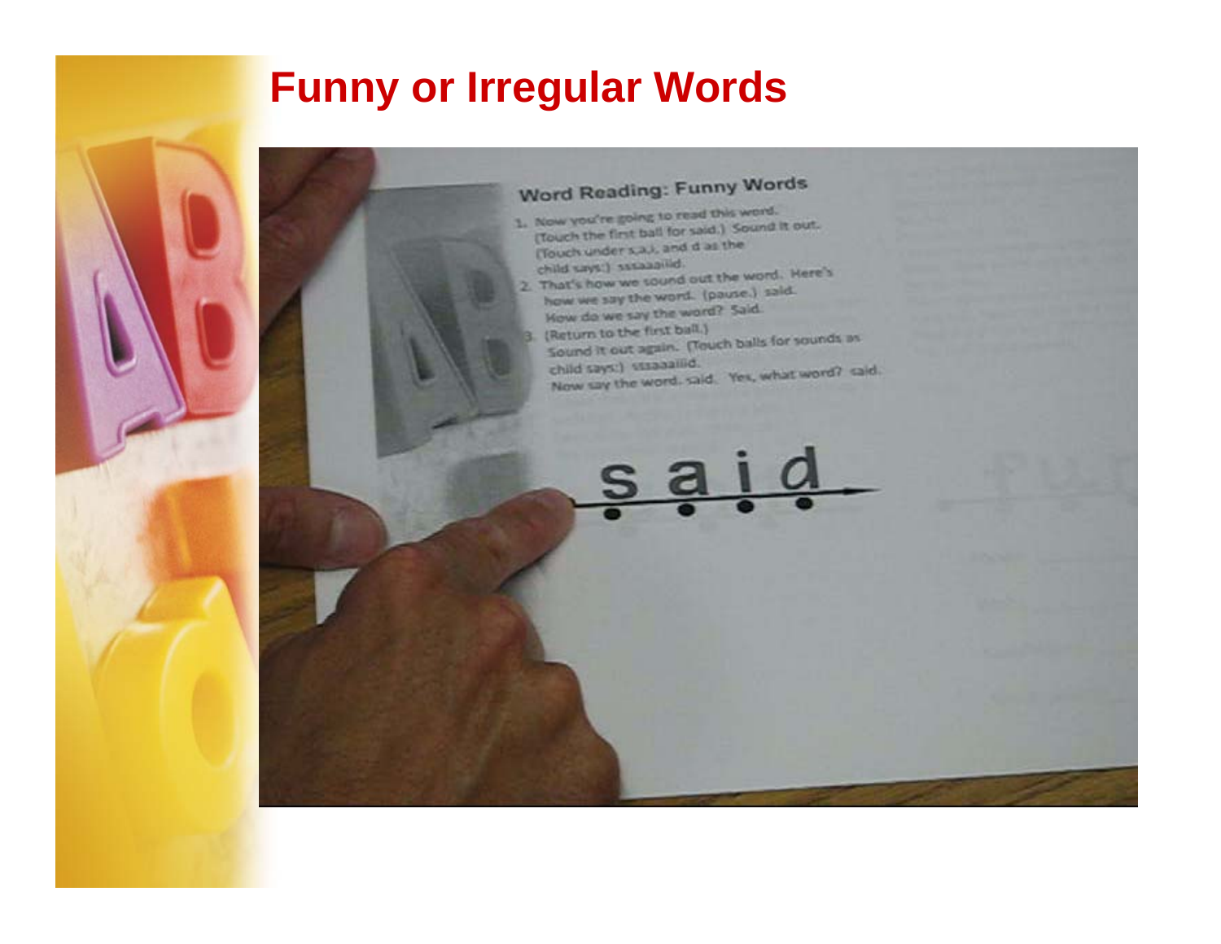# Funny or Irregular Words

## Word Reading: Funny Words

1. Now you're going to read this word. (Touch the first ball for said.) Sound it out. (Touch under s,a,i, and d as the child says:) sssaaaiiid.
2. That's how we sound out the word. Here's how we say the word. (pause.) said. How do we say the word? Said.
3. (Return to the first ball.) Sound it out again. (Touch balls for sounds as child says:) sssaaaiiid. Now say the word. said. Yes, what word? said.

said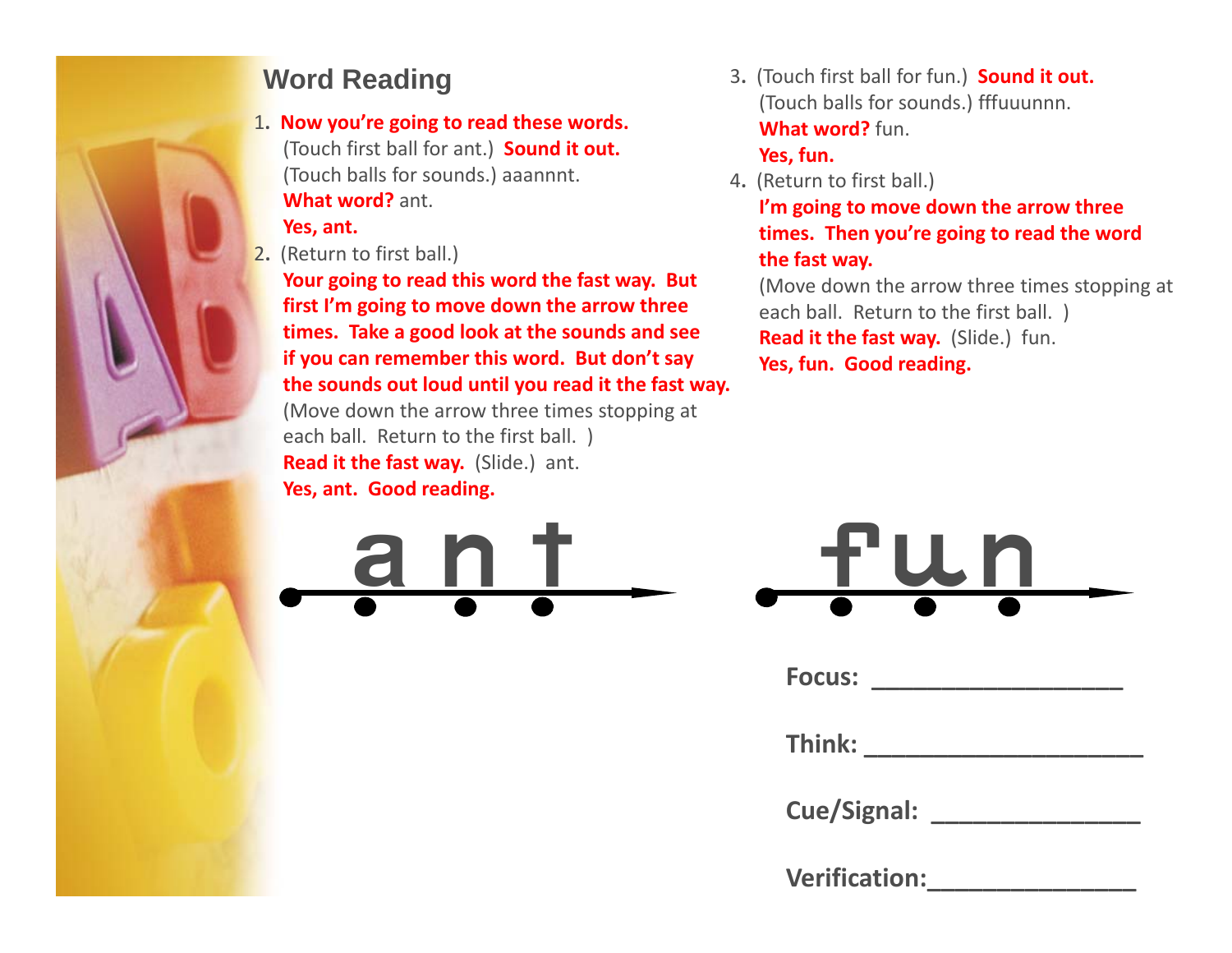## Word Reading

1. **Now you're going to read these words.**
   (Touch first ball for ant.) **Sound it out.**
   (Touch balls for sounds.) aaannnt.
   **What word?** ant.
   **Yes, ant.**
2. (Return to first ball.)
   **Your going to read this word the fast way. But first I'm going to move down the arrow three times. Take a good look at the sounds and see if you can remember this word. But don't say the sounds out loud until you read it the fast way.**
   (Move down the arrow three times stopping at each ball. Return to the first ball. )
   **Read it the fast way.** (Slide.) ant.
   **Yes, ant. Good reading.**
3. (Touch first ball for fun.) **Sound it out.**
   (Touch balls for sounds.) fffuuunnn.
   **What word?** fun.
   **Yes, fun.**
4. (Return to first ball.)
   **I'm going to move down the arrow three times. Then you're going to read the word the fast way.**
   (Move down the arrow three times stopping at each ball. Return to the first ball. )
   **Read it the fast way.** (Slide.) fun.
   **Yes, fun. Good reading.**

a n t

f u n

**Focus:** ___________________

**Think:** _____________________

**Cue/Signal:** ________________

**Verification:**________________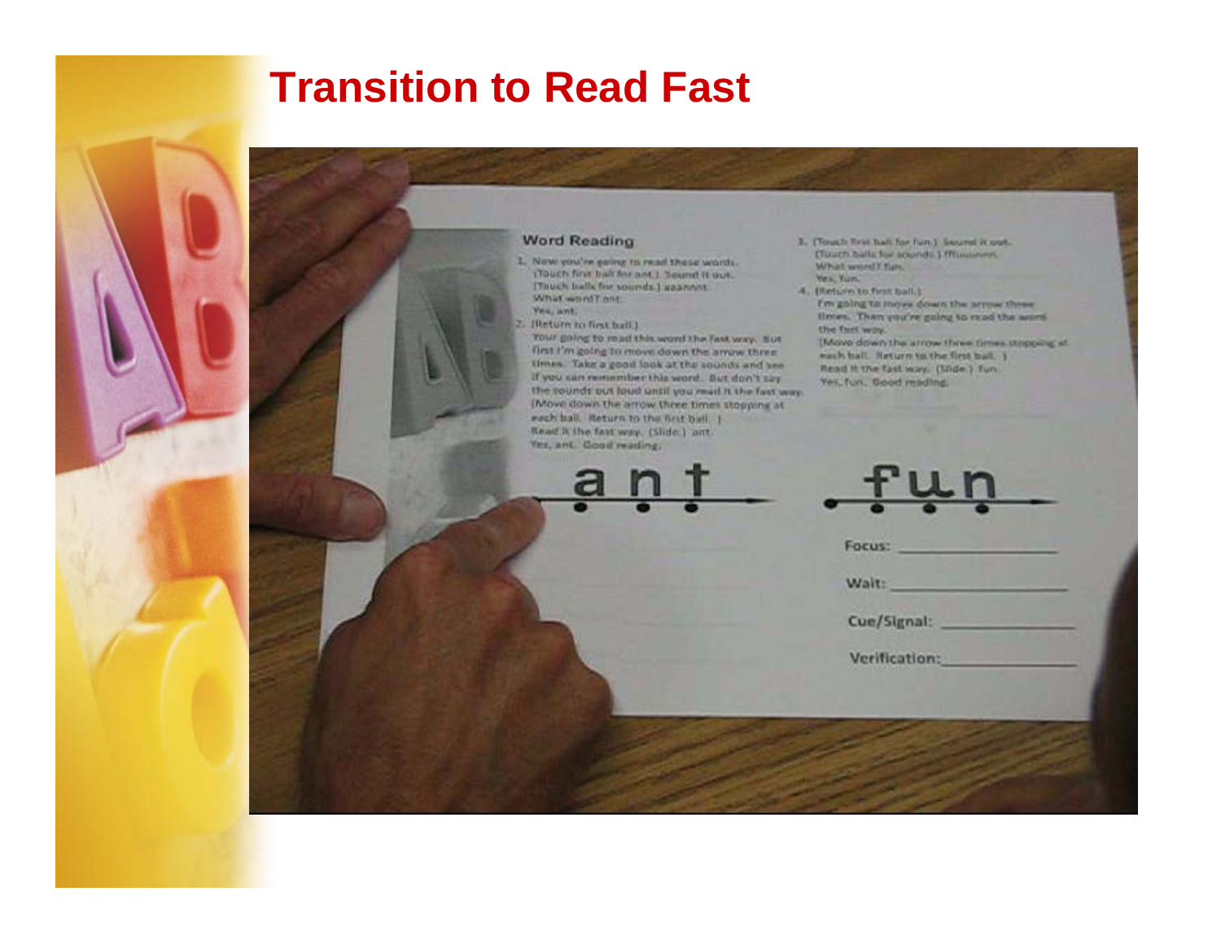# Transition to Read Fast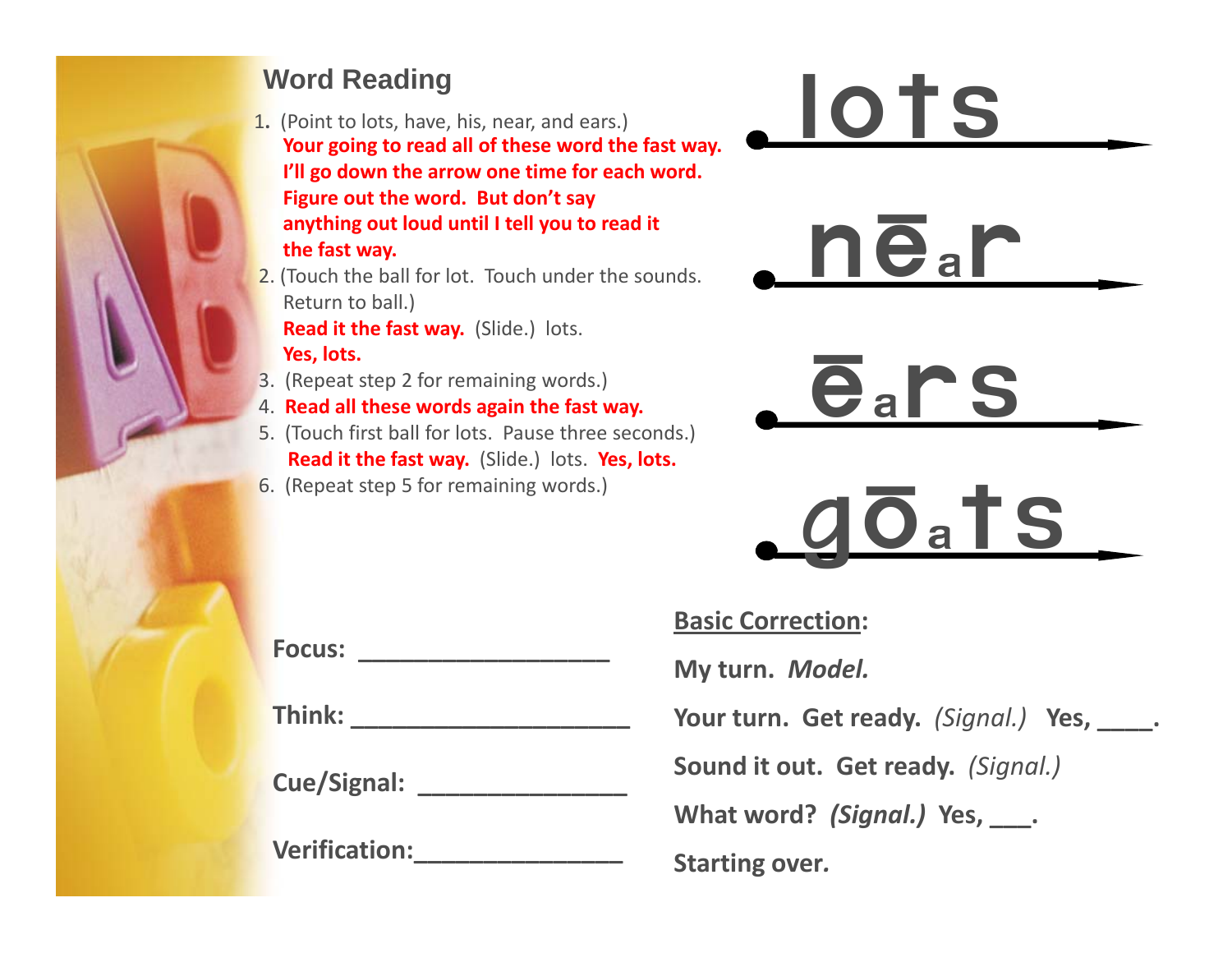## Word Reading

1. (Point to lots, have, his, near, and ears.)
   **Your going to read all of these word the fast way. I'll go down the arrow one time for each word. Figure out the word. But don't say anything out loud until I tell you to read it the fast way.**
2. (Touch the ball for lot. Touch under the sounds. Return to ball.)
   **Read it the fast way.** (Slide.) lots.
   **Yes, lots.**
3. (Repeat step 2 for remaining words.)
4. **Read all these words again the fast way.**
5. (Touch first ball for lots. Pause three seconds.)
   **Read it the fast way.** (Slide.) lots. **Yes, lots.**
6. (Repeat step 5 for remaining words.)

lots

nēar

ēars

gōats

**Focus:** ___________________

**Think:** ______________________

**Cue/Signal:** ________________

**Verification:**________________

**Basic Correction:**

**My turn.** ***Model.***

**Your turn. Get ready.** *(Signal.)* **Yes, ____.**

**Sound it out. Get ready.** *(Signal.)*

**What word?** ***(Signal.)*** **Yes, ___.**

**Starting over.**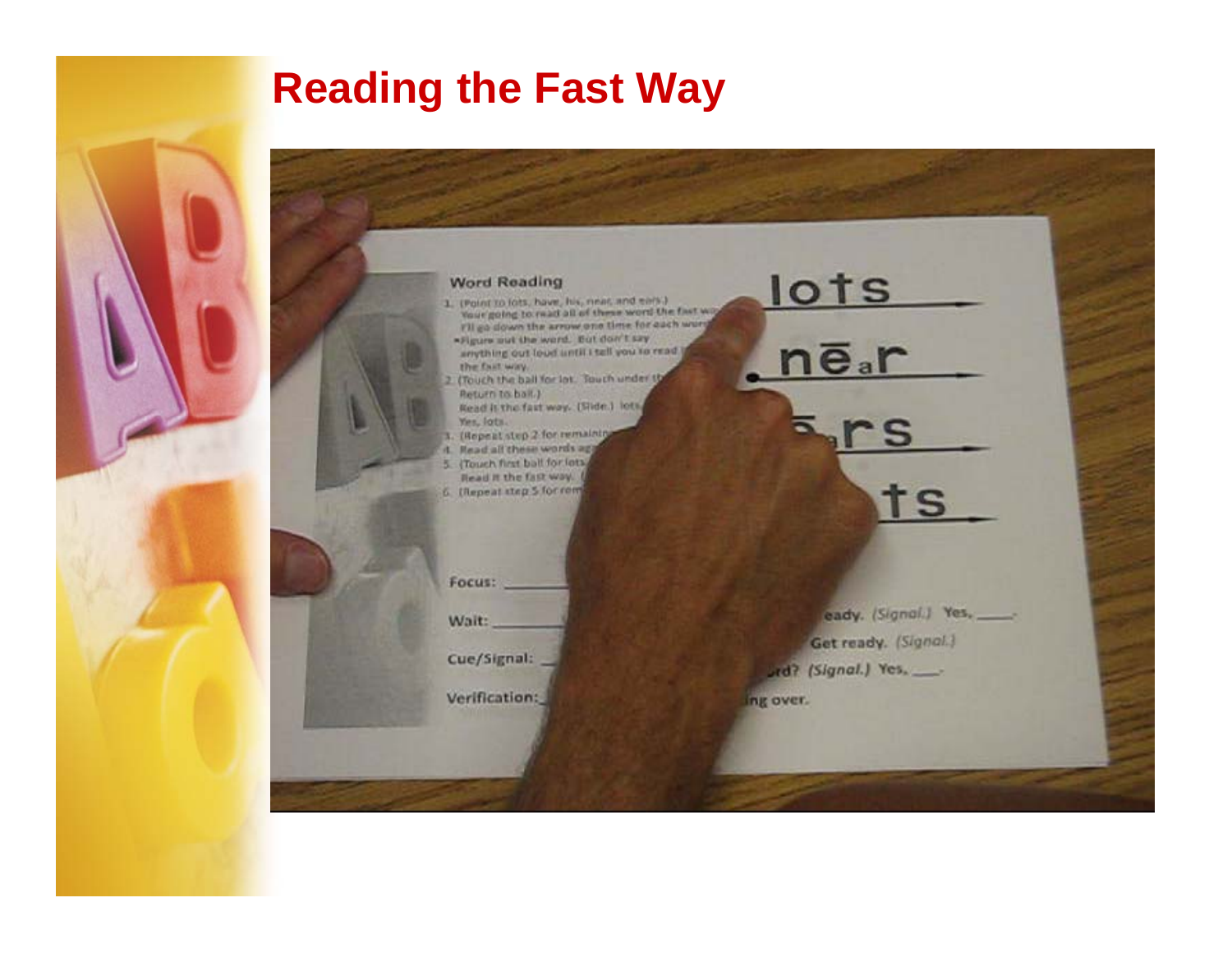# Reading the Fast Way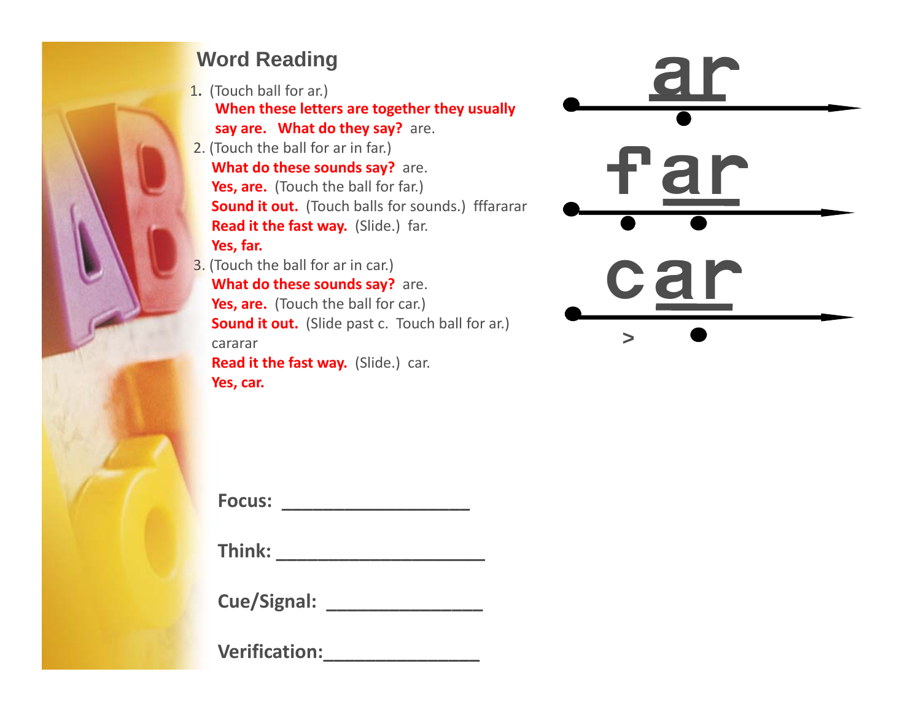## Word Reading

1. (Touch ball for ar.)
   **When these letters are together they usually say are. What do they say?** are.
2. (Touch the ball for ar in far.)
   **What do these sounds say?** are.
   **Yes, are.** (Touch the ball for far.)
   **Sound it out.** (Touch balls for sounds.) fffararar
   **Read it the fast way.** (Slide.) far.
   **Yes, far.**
3. (Touch the ball for ar in car.)
   **What do these sounds say?** are.
   **Yes, are.** (Touch the ball for car.)
   **Sound it out.** (Slide past c. Touch ball for ar.) cararar
   **Read it the fast way.** (Slide.) car.
   **Yes, car.**

ar

far

car

**Focus:** ___________________

**Think:** _____________________

**Cue/Signal:** ________________

**Verification:**________________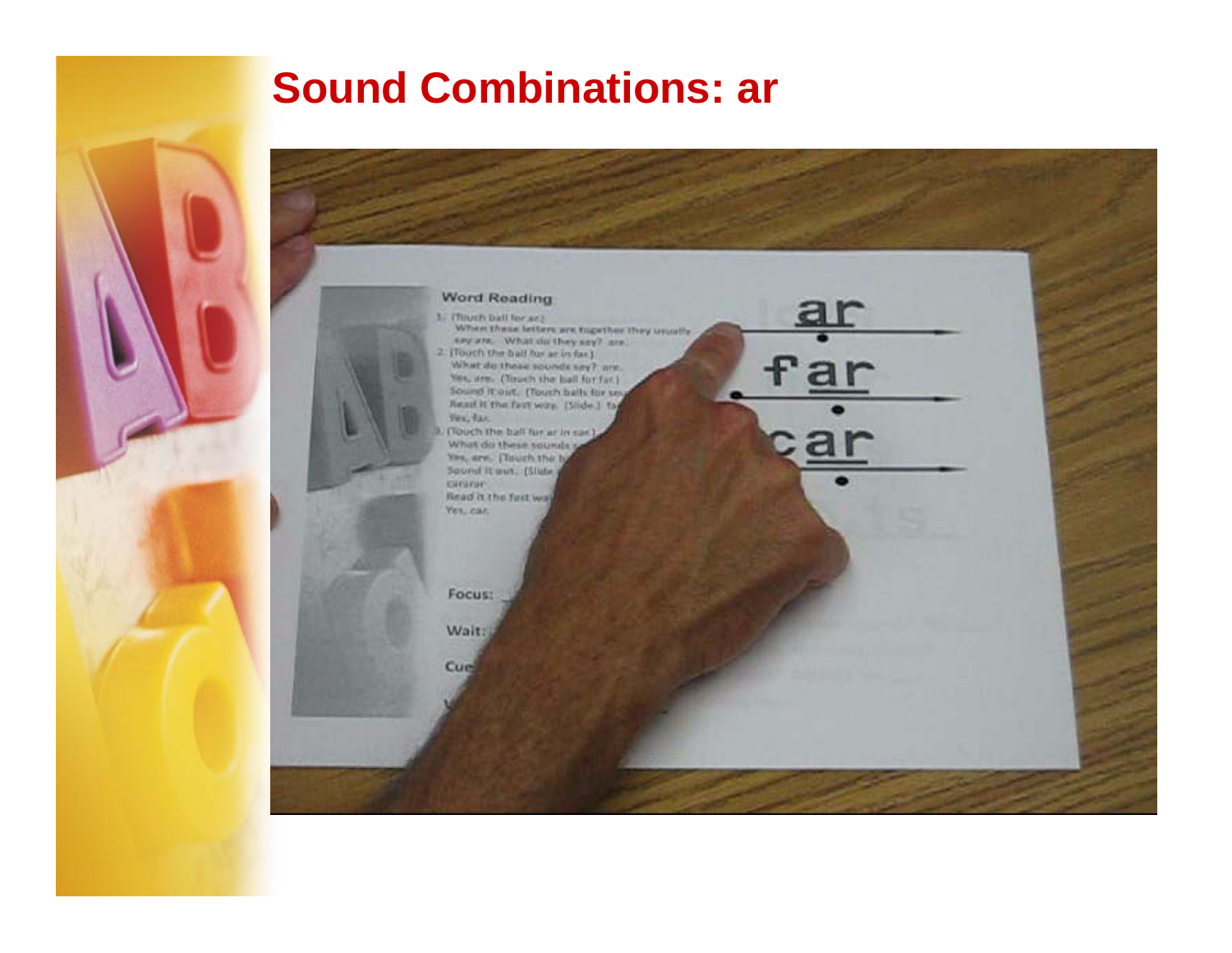# Sound Combinations: ar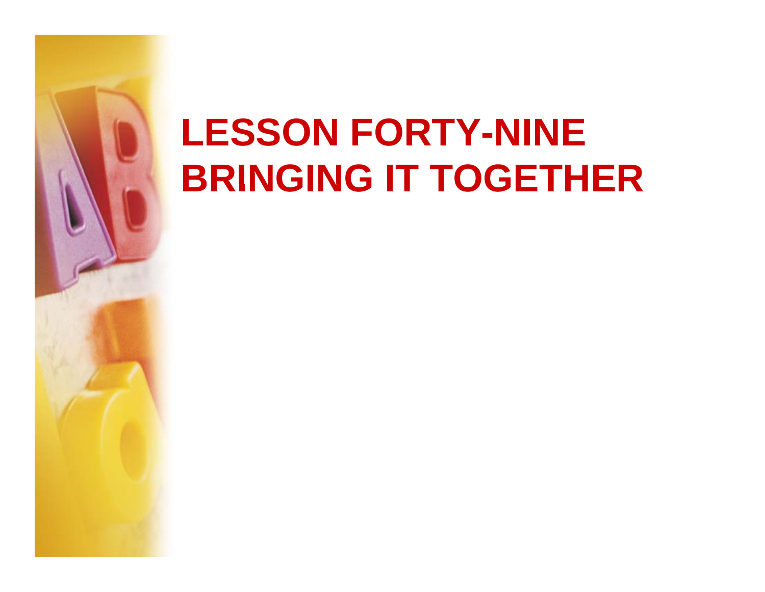# LESSON FORTY-NINE
# BRINGING IT TOGETHER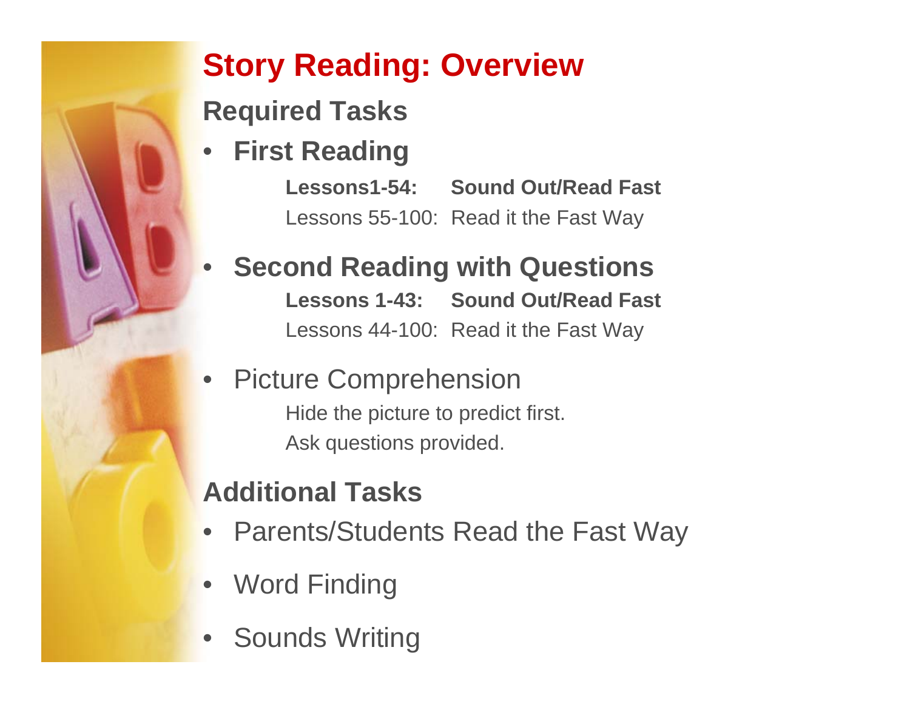# Story Reading: Overview

## Required Tasks

- **First Reading**
  - **Lessons1-54: Sound Out/Read Fast**
  - Lessons 55-100: Read it the Fast Way
- **Second Reading with Questions**
  - **Lessons 1-43: Sound Out/Read Fast**
  - Lessons 44-100: Read it the Fast Way
- Picture Comprehension
  - Hide the picture to predict first.
  - Ask questions provided.

## Additional Tasks

- Parents/Students Read the Fast Way
- Word Finding
- Sounds Writing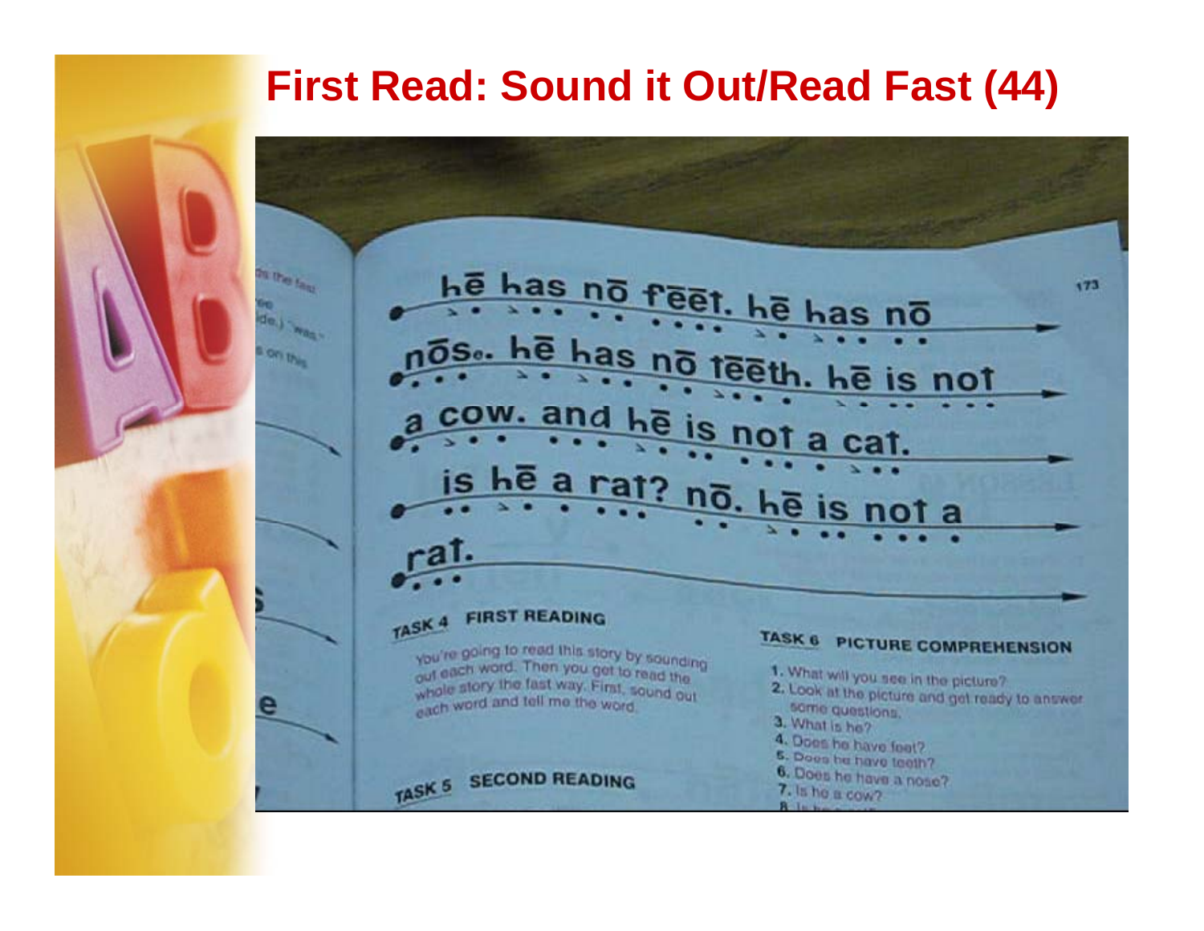# First Read: Sound it Out/Read Fast (44)

hē has nō fēēt. hē has nō nōs. hē has nō tēēth. hē is not a cow. and hē is not a cat. is hē a rat? nō. hē is not a rat.

**TASK 4 FIRST READING**

You're going to read this story by sounding out each word. Then you get to read the whole story the fast way. First, sound out each word and tell me the word.

**TASK 5 SECOND READING**

**TASK 6 PICTURE COMPREHENSION**

1. What will you see in the picture?
2. Look at the picture and get ready to answer some questions.
3. What is he?
4. Does he have feet?
5. Does he have teeth?
6. Does he have a nose?
7. Is he a cow?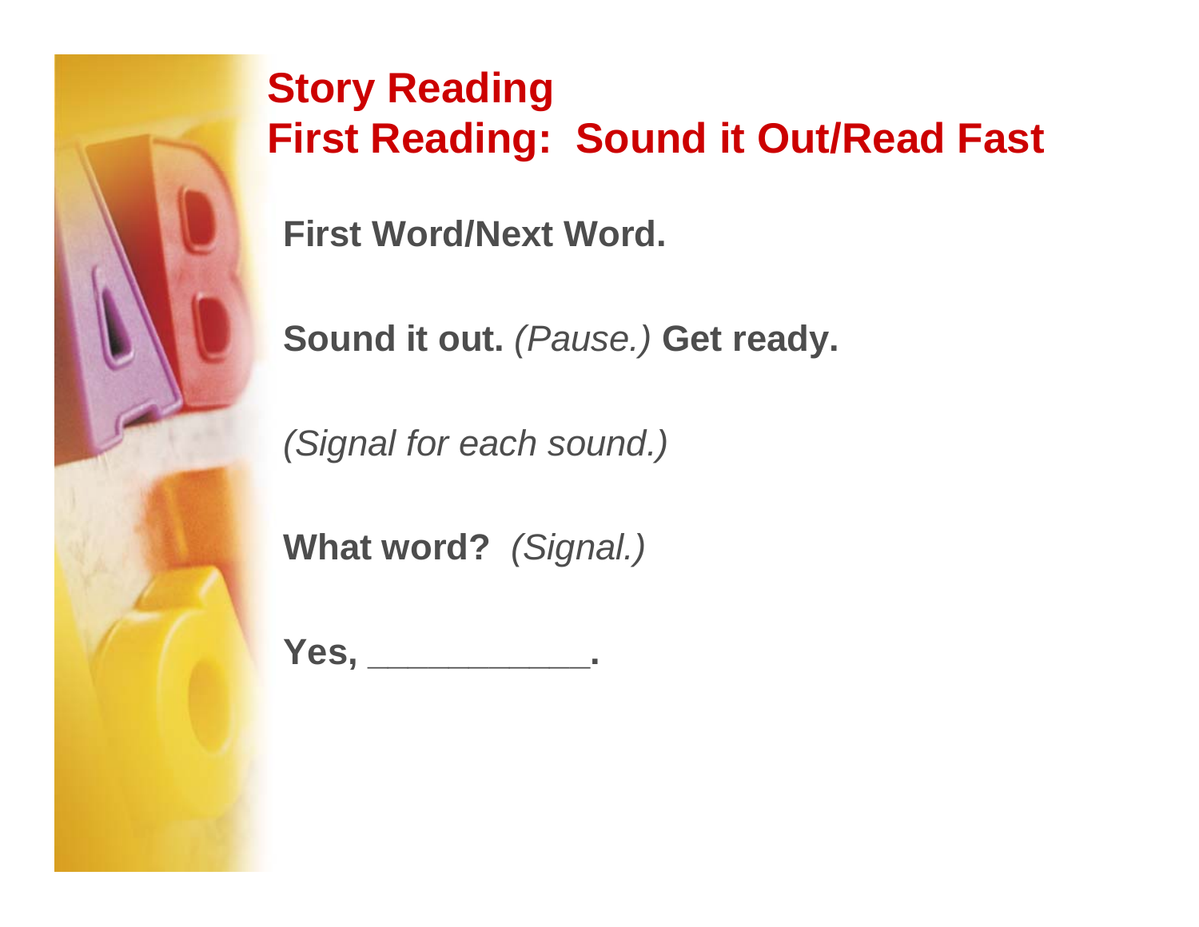# Story Reading
# First Reading: Sound it Out/Read Fast

**First Word/Next Word.**

**Sound it out.** *(Pause.)* **Get ready.**

*(Signal for each sound.)*

**What word?** *(Signal.)*

**Yes, ___________.**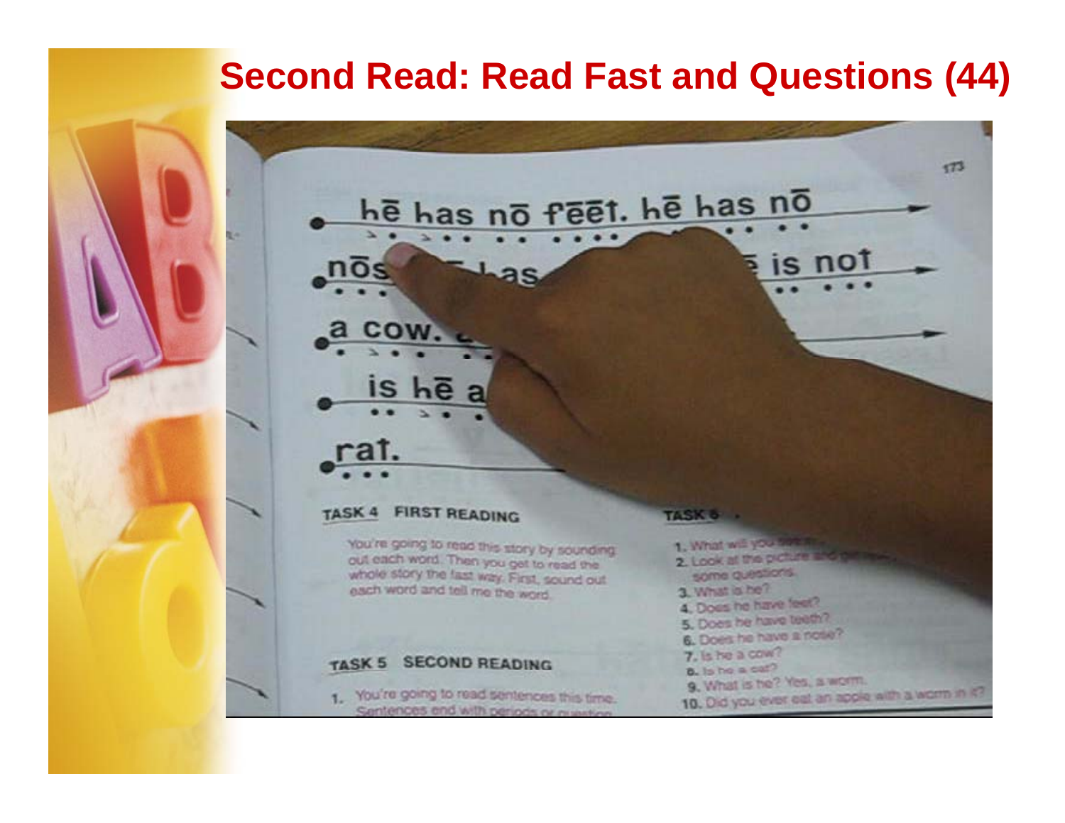# Second Read: Read Fast and Questions (44)